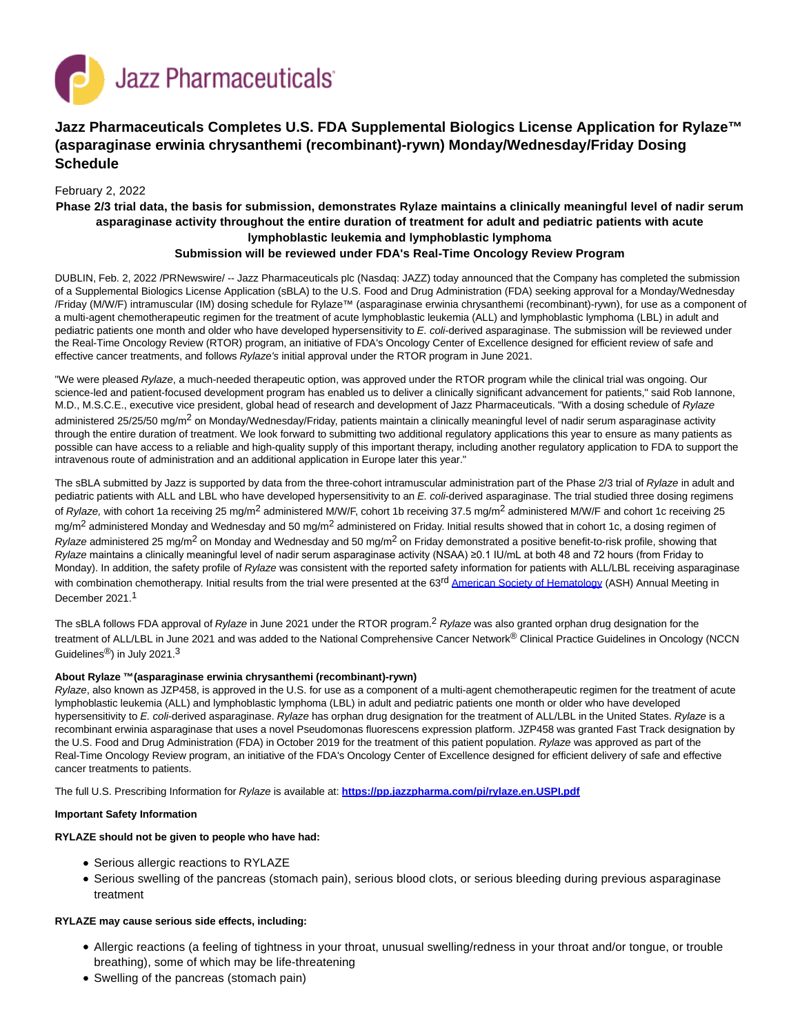Jazz Pharmaceuticals

# Jazz Pharmaceuticals Completes U.S. FDA Supplemental Biologics License Application for Rylaze™ (asparaginase erwinia chrysanthemi (recombinant)-rywn) Monday/Wednesday/Friday Dosing Schedule

February 2, 2022

**Phase 2/3 trial data, the basis for submission, demonstrates Rylaze maintains a clinically meaningful level of nadir serum asparaginase activity throughout the entire duration of treatment for adult and pediatric patients with acute lymphoblastic leukemia and lymphoblastic lymphoma**

**Submission will be reviewed under FDA's Real-Time Oncology Review Program**

DUBLIN, Feb. 2, 2022 /PRNewswire/ -- Jazz Pharmaceuticals plc (Nasdaq: JAZZ) today announced that the Company has completed the submission of a Supplemental Biologics License Application (sBLA) to the U.S. Food and Drug Administration (FDA) seeking approval for a Monday/Wednesday /Friday (M/W/F) intramuscular (IM) dosing schedule for Rylaze™ (asparaginase erwinia chrysanthemi (recombinant)-rywn), for use as a component of a multi-agent chemotherapeutic regimen for the treatment of acute lymphoblastic leukemia (ALL) and lymphoblastic lymphoma (LBL) in adult and pediatric patients one month and older who have developed hypersensitivity to *E. coli*-derived asparaginase. The submission will be reviewed under the Real-Time Oncology Review (RTOR) program, an initiative of FDA's Oncology Center of Excellence designed for efficient review of safe and effective cancer treatments, and follows *Rylaze's* initial approval under the RTOR program in June 2021.

"We were pleased *Rylaze*, a much-needed therapeutic option, was approved under the RTOR program while the clinical trial was ongoing. Our science-led and patient-focused development program has enabled us to deliver a clinically significant advancement for patients," said Rob Iannone, M.D., M.S.C.E., executive vice president, global head of research and development of Jazz Pharmaceuticals. "With a dosing schedule of *Rylaze* administered 25/25/50 mg/m$^2$ on Monday/Wednesday/Friday, patients maintain a clinically meaningful level of nadir serum asparaginase activity through the entire duration of treatment. We look forward to submitting two additional regulatory applications this year to ensure as many patients as possible can have access to a reliable and high-quality supply of this important therapy, including another regulatory application to FDA to support the intravenous route of administration and an additional application in Europe later this year."

The sBLA submitted by Jazz is supported by data from the three-cohort intramuscular administration part of the Phase 2/3 trial of *Rylaze* in adult and pediatric patients with ALL and LBL who have developed hypersensitivity to an *E. coli*-derived asparaginase. The trial studied three dosing regimens of *Rylaze,* with cohort 1a receiving 25 mg/m$^2$ administered M/W/F, cohort 1b receiving 37.5 mg/m$^2$ administered M/W/F and cohort 1c receiving 25 mg/m$^2$ administered Monday and Wednesday and 50 mg/m$^2$ administered on Friday. Initial results showed that in cohort 1c, a dosing regimen of *Rylaze* administered 25 mg/m$^2$ on Monday and Wednesday and 50 mg/m$^2$ on Friday demonstrated a positive benefit-to-risk profile, showing that *Rylaze* maintains a clinically meaningful level of nadir serum asparaginase activity (NSAA) ≥0.1 IU/mL at both 48 and 72 hours (from Friday to Monday). In addition, the safety profile of *Rylaze* was consistent with the reported safety information for patients with ALL/LBL receiving asparaginase with combination chemotherapy. Initial results from the trial were presented at the 63rd American Society of Hematology (ASH) Annual Meeting in December 2021.[1]

The sBLA follows FDA approval of *Rylaze* in June 2021 under the RTOR program.[2] *Rylaze* was also granted orphan drug designation for the treatment of ALL/LBL in June 2021 and was added to the National Comprehensive Cancer Network® Clinical Practice Guidelines in Oncology (NCCN Guidelines®) in July 2021.[3]

**About Rylaze ™(asparaginase erwinia chrysanthemi (recombinant)-rywn)**

*Rylaze*, also known as JZP458, is approved in the U.S. for use as a component of a multi-agent chemotherapeutic regimen for the treatment of acute lymphoblastic leukemia (ALL) and lymphoblastic lymphoma (LBL) in adult and pediatric patients one month or older who have developed hypersensitivity to *E. coli*-derived asparaginase. *Rylaze* has orphan drug designation for the treatment of ALL/LBL in the United States. *Rylaze* is a recombinant erwinia asparaginase that uses a novel Pseudomonas fluorescens expression platform. JZP458 was granted Fast Track designation by the U.S. Food and Drug Administration (FDA) in October 2019 for the treatment of this patient population. *Rylaze* was approved as part of the Real-Time Oncology Review program, an initiative of the FDA's Oncology Center of Excellence designed for efficient delivery of safe and effective cancer treatments to patients.

The full U.S. Prescribing Information for *Rylaze* is available at: **https://pp.jazzpharma.com/pi/rylaze.en.USPI.pdf**

**Important Safety Information**

**RYLAZE should not be given to people who have had:**

- Serious allergic reactions to RYLAZE
- Serious swelling of the pancreas (stomach pain), serious blood clots, or serious bleeding during previous asparaginase treatment

**RYLAZE may cause serious side effects, including:**

- Allergic reactions (a feeling of tightness in your throat, unusual swelling/redness in your throat and/or tongue, or trouble breathing), some of which may be life-threatening
- Swelling of the pancreas (stomach pain)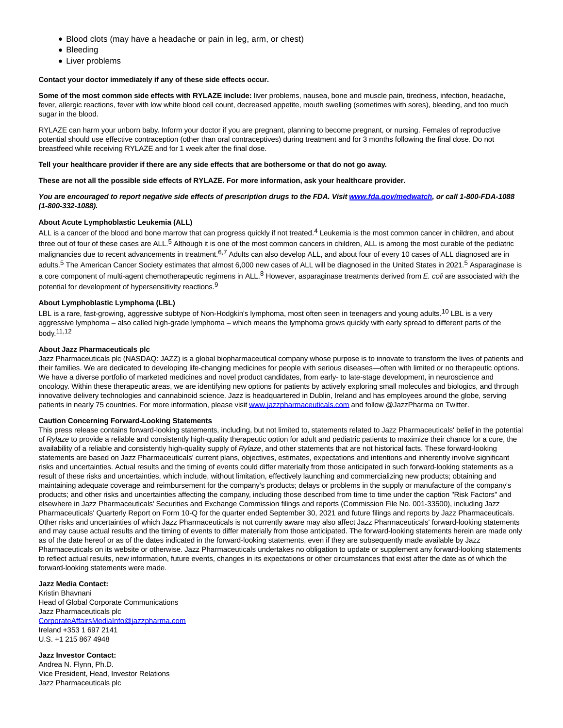- Blood clots (may have a headache or pain in leg, arm, or chest)
- Bleeding
- Liver problems

**Contact your doctor immediately if any of these side effects occur.**

**Some of the most common side effects with RYLAZE include:** liver problems, nausea, bone and muscle pain, tiredness, infection, headache, fever, allergic reactions, fever with low white blood cell count, decreased appetite, mouth swelling (sometimes with sores), bleeding, and too much sugar in the blood.

RYLAZE can harm your unborn baby. Inform your doctor if you are pregnant, planning to become pregnant, or nursing. Females of reproductive potential should use effective contraception (other than oral contraceptives) during treatment and for 3 months following the final dose. Do not breastfeed while receiving RYLAZE and for 1 week after the final dose.

**Tell your healthcare provider if there are any side effects that are bothersome or that do not go away.**

**These are not all the possible side effects of RYLAZE. For more information, ask your healthcare provider.**

***You are encouraged to report negative side effects of prescription drugs to the FDA. Visit [www.fda.gov/medwatch](www.fda.gov/medwatch), or call 1-800-FDA-1088 (1-800-332-1088).***

**About Acute Lymphoblastic Leukemia (ALL)**

ALL is a cancer of the blood and bone marrow that can progress quickly if not treated.[4] Leukemia is the most common cancer in children, and about three out of four of these cases are ALL.[5] Although it is one of the most common cancers in children, ALL is among the most curable of the pediatric malignancies due to recent advancements in treatment.[6,7] Adults can also develop ALL, and about four of every 10 cases of ALL diagnosed are in adults.[5] The American Cancer Society estimates that almost 6,000 new cases of ALL will be diagnosed in the United States in 2021.[5] Asparaginase is a core component of multi-agent chemotherapeutic regimens in ALL.[8] However, asparaginase treatments derived from *E. coli* are associated with the potential for development of hypersensitivity reactions.[9]

**About Lymphoblastic Lymphoma (LBL)**

LBL is a rare, fast-growing, aggressive subtype of Non-Hodgkin's lymphoma, most often seen in teenagers and young adults.[10] LBL is a very aggressive lymphoma – also called high-grade lymphoma – which means the lymphoma grows quickly with early spread to different parts of the body.[11,12]

**About Jazz Pharmaceuticals plc**

Jazz Pharmaceuticals plc (NASDAQ: JAZZ) is a global biopharmaceutical company whose purpose is to innovate to transform the lives of patients and their families. We are dedicated to developing life-changing medicines for people with serious diseases—often with limited or no therapeutic options. We have a diverse portfolio of marketed medicines and novel product candidates, from early- to late-stage development, in neuroscience and oncology. Within these therapeutic areas, we are identifying new options for patients by actively exploring small molecules and biologics, and through innovative delivery technologies and cannabinoid science. Jazz is headquartered in Dublin, Ireland and has employees around the globe, serving patients in nearly 75 countries. For more information, please visit [www.jazzpharmaceuticals.com](www.jazzpharmaceuticals.com) and follow @JazzPharma on Twitter.

**Caution Concerning Forward-Looking Statements**

This press release contains forward-looking statements, including, but not limited to, statements related to Jazz Pharmaceuticals' belief in the potential of *Rylaze* to provide a reliable and consistently high-quality therapeutic option for adult and pediatric patients to maximize their chance for a cure, the availability of a reliable and consistently high-quality supply of *Rylaze*, and other statements that are not historical facts. These forward-looking statements are based on Jazz Pharmaceuticals' current plans, objectives, estimates, expectations and intentions and inherently involve significant risks and uncertainties. Actual results and the timing of events could differ materially from those anticipated in such forward-looking statements as a result of these risks and uncertainties, which include, without limitation, effectively launching and commercializing new products; obtaining and maintaining adequate coverage and reimbursement for the company's products; delays or problems in the supply or manufacture of the company's products; and other risks and uncertainties affecting the company, including those described from time to time under the caption "Risk Factors" and elsewhere in Jazz Pharmaceuticals' Securities and Exchange Commission filings and reports (Commission File No. 001-33500), including Jazz Pharmaceuticals' Quarterly Report on Form 10-Q for the quarter ended September 30, 2021 and future filings and reports by Jazz Pharmaceuticals. Other risks and uncertainties of which Jazz Pharmaceuticals is not currently aware may also affect Jazz Pharmaceuticals' forward-looking statements and may cause actual results and the timing of events to differ materially from those anticipated. The forward-looking statements herein are made only as of the date hereof or as of the dates indicated in the forward-looking statements, even if they are subsequently made available by Jazz Pharmaceuticals on its website or otherwise. Jazz Pharmaceuticals undertakes no obligation to update or supplement any forward-looking statements to reflect actual results, new information, future events, changes in its expectations or other circumstances that exist after the date as of which the forward-looking statements were made.

**Jazz Media Contact:**
Kristin Bhavnani
Head of Global Corporate Communications
Jazz Pharmaceuticals plc
[CorporateAffairsMediaInfo@jazzpharma.com](mailto:CorporateAffairsMediaInfo@jazzpharma.com)
Ireland +353 1 697 2141
U.S. +1 215 867 4948

**Jazz Investor Contact:**
Andrea N. Flynn, Ph.D.
Vice President, Head, Investor Relations
Jazz Pharmaceuticals plc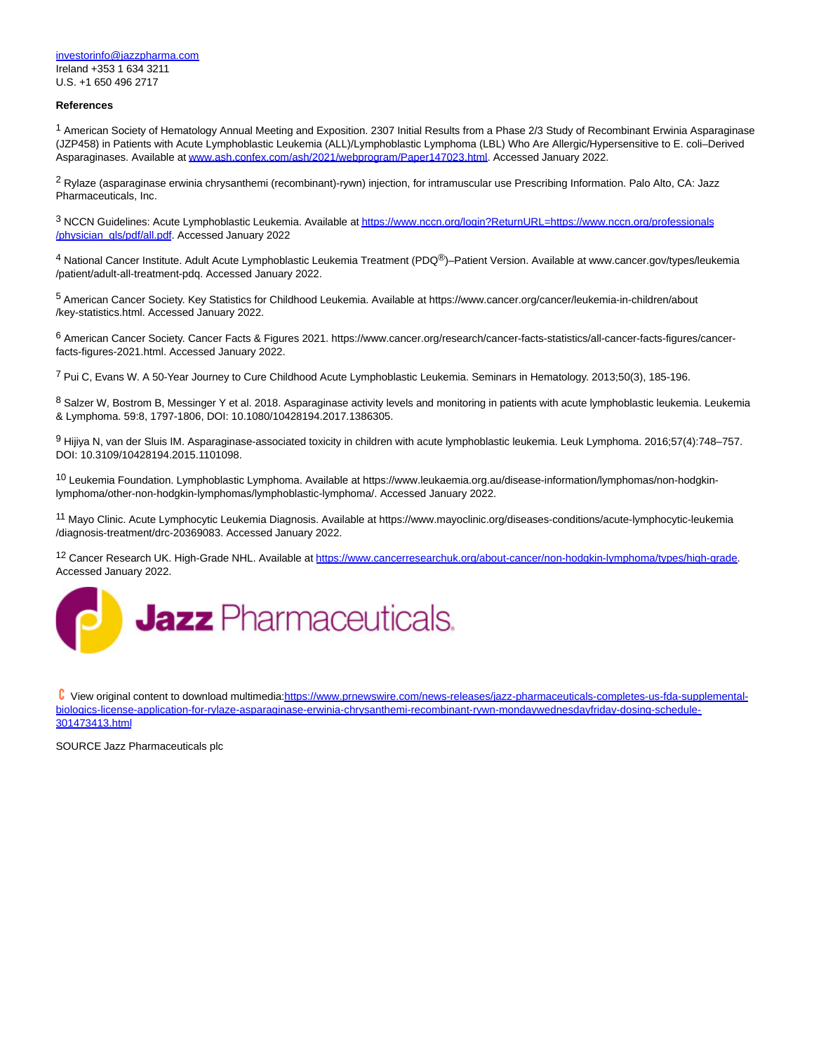investorinfo@jazzpharma.com
Ireland +353 1 634 3211
U.S. +1 650 496 2717

**References**

[1] American Society of Hematology Annual Meeting and Exposition. 2307 Initial Results from a Phase 2/3 Study of Recombinant Erwinia Asparaginase (JZP458) in Patients with Acute Lymphoblastic Leukemia (ALL)/Lymphoblastic Lymphoma (LBL) Who Are Allergic/Hypersensitive to E. coli–Derived Asparaginases. Available at www.ash.confex.com/ash/2021/webprogram/Paper147023.html. Accessed January 2022.

[2] Rylaze (asparaginase erwinia chrysanthemi (recombinant)-rywn) injection, for intramuscular use Prescribing Information. Palo Alto, CA: Jazz Pharmaceuticals, Inc.

[3] NCCN Guidelines: Acute Lymphoblastic Leukemia. Available at https://www.nccn.org/login?ReturnURL=https://www.nccn.org/professionals/physician_gls/pdf/all.pdf. Accessed January 2022

[4] National Cancer Institute. Adult Acute Lymphoblastic Leukemia Treatment (PDQ®)–Patient Version. Available at www.cancer.gov/types/leukemia/patient/adult-all-treatment-pdq. Accessed January 2022.

[5] American Cancer Society. Key Statistics for Childhood Leukemia. Available at https://www.cancer.org/cancer/leukemia-in-children/about/key-statistics.html. Accessed January 2022.

[6] American Cancer Society. Cancer Facts & Figures 2021. https://www.cancer.org/research/cancer-facts-statistics/all-cancer-facts-figures/cancer-facts-figures-2021.html. Accessed January 2022.

[7] Pui C, Evans W. A 50-Year Journey to Cure Childhood Acute Lymphoblastic Leukemia. Seminars in Hematology. 2013;50(3), 185-196.

[8] Salzer W, Bostrom B, Messinger Y et al. 2018. Asparaginase activity levels and monitoring in patients with acute lymphoblastic leukemia. Leukemia & Lymphoma. 59:8, 1797-1806, DOI: 10.1080/10428194.2017.1386305.

[9] Hijiya N, van der Sluis IM. Asparaginase-associated toxicity in children with acute lymphoblastic leukemia. Leuk Lymphoma. 2016;57(4):748–757. DOI: 10.3109/10428194.2015.1101098.

[10] Leukemia Foundation. Lymphoblastic Lymphoma. Available at https://www.leukaemia.org.au/disease-information/lymphomas/non-hodgkin-lymphoma/other-non-hodgkin-lymphomas/lymphoblastic-lymphoma/. Accessed January 2022.

[11] Mayo Clinic. Acute Lymphocytic Leukemia Diagnosis. Available at https://www.mayoclinic.org/diseases-conditions/acute-lymphocytic-leukemia/diagnosis-treatment/drc-20369083. Accessed January 2022.

[12] Cancer Research UK. High-Grade NHL. Available at https://www.cancerresearchuk.org/about-cancer/non-hodgkin-lymphoma/types/high-grade. Accessed January 2022.

Jazz Pharmaceuticals

View original content to download multimedia:https://www.prnewswire.com/news-releases/jazz-pharmaceuticals-completes-us-fda-supplemental-biologics-license-application-for-rylaze-asparaginase-erwinia-chrysanthemi-recombinant-rywn-mondaywednesdayfriday-dosing-schedule-301473413.html

SOURCE Jazz Pharmaceuticals plc